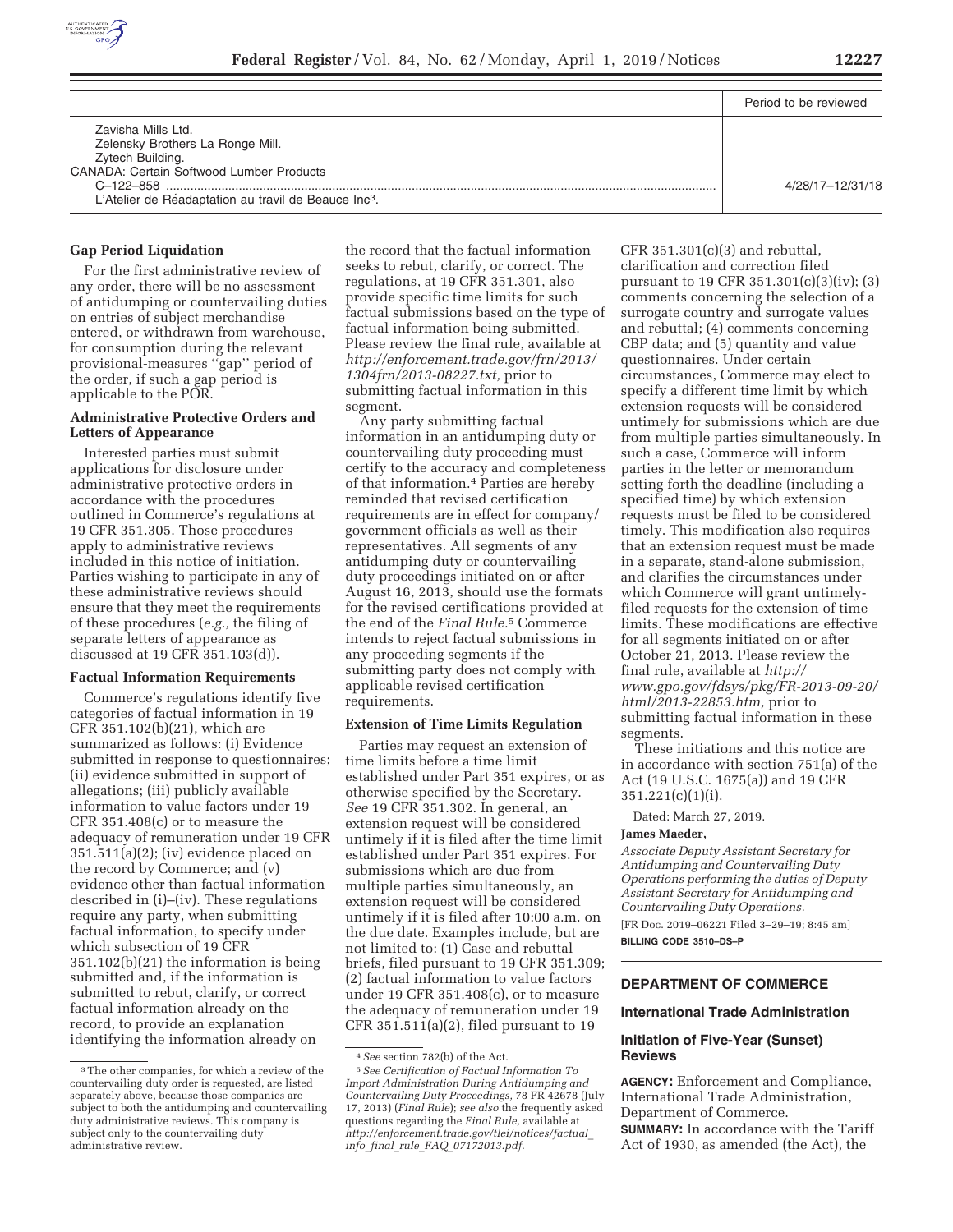| | Period to be reviewed |
|---|---|
| Zavisha Mills Ltd. | |
| Zelensky Brothers La Ronge Mill. | |
| Zytech Building. | |
| CANADA: Certain Softwood Lumber Products C–122–858 | 4/28/17–12/31/18 |
| L'Atelier de Réadaptation au travil de Beauce Inc[3]. | |

### Gap Period Liquidation

For the first administrative review of any order, there will be no assessment of antidumping or countervailing duties on entries of subject merchandise entered, or withdrawn from warehouse, for consumption during the relevant provisional-measures "gap" period of the order, if such a gap period is applicable to the POR.

### Administrative Protective Orders and Letters of Appearance

Interested parties must submit applications for disclosure under administrative protective orders in accordance with the procedures outlined in Commerce's regulations at 19 CFR 351.305. Those procedures apply to administrative reviews included in this notice of initiation. Parties wishing to participate in any of these administrative reviews should ensure that they meet the requirements of these procedures (*e.g.,* the filing of separate letters of appearance as discussed at 19 CFR 351.103(d)).

### Factual Information Requirements

Commerce's regulations identify five categories of factual information in 19 CFR 351.102(b)(21), which are summarized as follows: (i) Evidence submitted in response to questionnaires; (ii) evidence submitted in support of allegations; (iii) publicly available information to value factors under 19 CFR 351.408(c) or to measure the adequacy of remuneration under 19 CFR 351.511(a)(2); (iv) evidence placed on the record by Commerce; and (v) evidence other than factual information described in (i)–(iv). These regulations require any party, when submitting factual information, to specify under which subsection of 19 CFR 351.102(b)(21) the information is being submitted and, if the information is submitted to rebut, clarify, or correct factual information already on the record, to provide an explanation identifying the information already on the record that the factual information seeks to rebut, clarify, or correct. The regulations, at 19 CFR 351.301, also provide specific time limits for such factual submissions based on the type of factual information being submitted. Please review the final rule, available at *http://enforcement.trade.gov/frn/2013/1304frn/2013-08227.txt,* prior to submitting factual information in this segment.

Any party submitting factual information in an antidumping duty or countervailing duty proceeding must certify to the accuracy and completeness of that information.[4] Parties are hereby reminded that revised certification requirements are in effect for company/government officials as well as their representatives. All segments of any antidumping duty or countervailing duty proceedings initiated on or after August 16, 2013, should use the formats for the revised certifications provided at the end of the *Final Rule.*[5] Commerce intends to reject factual submissions in any proceeding segments if the submitting party does not comply with applicable revised certification requirements.

### Extension of Time Limits Regulation

Parties may request an extension of time limits before a time limit established under Part 351 expires, or as otherwise specified by the Secretary. *See* 19 CFR 351.302. In general, an extension request will be considered untimely if it is filed after the time limit established under Part 351 expires. For submissions which are due from multiple parties simultaneously, an extension request will be considered untimely if it is filed after 10:00 a.m. on the due date. Examples include, but are not limited to: (1) Case and rebuttal briefs, filed pursuant to 19 CFR 351.309; (2) factual information to value factors under 19 CFR 351.408(c), or to measure the adequacy of remuneration under 19 CFR 351.511(a)(2), filed pursuant to 19 CFR 351.301(c)(3) and rebuttal, clarification and correction filed pursuant to 19 CFR 351.301(c)(3)(iv); (3) comments concerning the selection of a surrogate country and surrogate values and rebuttal; (4) comments concerning CBP data; and (5) quantity and value questionnaires. Under certain circumstances, Commerce may elect to specify a different time limit by which extension requests will be considered untimely for submissions which are due from multiple parties simultaneously. In such a case, Commerce will inform parties in the letter or memorandum setting forth the deadline (including a specified time) by which extension requests must be filed to be considered timely. This modification also requires that an extension request must be made in a separate, stand-alone submission, and clarifies the circumstances under which Commerce will grant untimely-filed requests for the extension of time limits. These modifications are effective for all segments initiated on or after October 21, 2013. Please review the final rule, available at *http://www.gpo.gov/fdsys/pkg/FR-2013-09-20/html/2013-22853.htm,* prior to submitting factual information in these segments.

These initiations and this notice are in accordance with section 751(a) of the Act (19 U.S.C. 1675(a)) and 19 CFR 351.221(c)(1)(i).

Dated: March 27, 2019.

**James Maeder,**

*Associate Deputy Assistant Secretary for Antidumping and Countervailing Duty Operations performing the duties of Deputy Assistant Secretary for Antidumping and Countervailing Duty Operations.*

[FR Doc. 2019–06221 Filed 3–29–19; 8:45 am]

**BILLING CODE 3510–DS–P**

[3] The other companies, for which a review of the countervailing duty order is requested, are listed separately above, because those companies are subject to both the antidumping and countervailing duty administrative reviews. This company is subject only to the countervailing duty administrative review.

[4] *See* section 782(b) of the Act.

[5] *See Certification of Factual Information To Import Administration During Antidumping and Countervailing Duty Proceedings,* 78 FR 42678 (July 17, 2013) (*Final Rule*); *see also* the frequently asked questions regarding the *Final Rule,* available at *http://enforcement.trade.gov/tlei/notices/factual_info_final_rule_FAQ_07172013.pdf.*

## DEPARTMENT OF COMMERCE

### International Trade Administration

### Initiation of Five-Year (Sunset) Reviews

**AGENCY:** Enforcement and Compliance, International Trade Administration, Department of Commerce.

**SUMMARY:** In accordance with the Tariff Act of 1930, as amended (the Act), the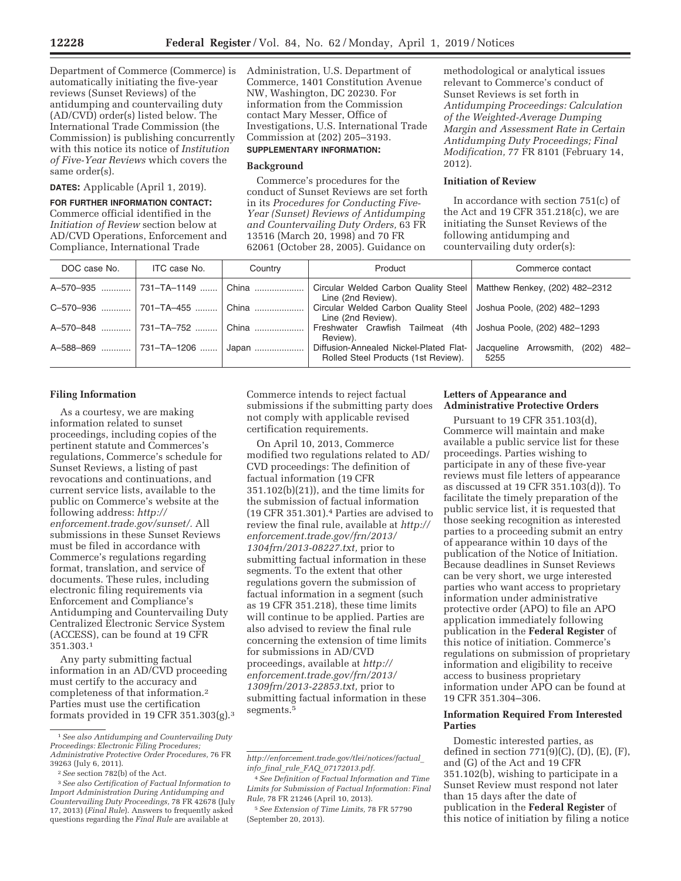Department of Commerce (Commerce) is automatically initiating the five-year reviews (Sunset Reviews) of the antidumping and countervailing duty (AD/CVD) order(s) listed below. The International Trade Commission (the Commission) is publishing concurrently with this notice its notice of *Institution of Five-Year Reviews* which covers the same order(s).

**DATES:** Applicable (April 1, 2019).

**FOR FURTHER INFORMATION CONTACT:** Commerce official identified in the *Initiation of Review* section below at AD/CVD Operations, Enforcement and Compliance, International Trade Administration, U.S. Department of Commerce, 1401 Constitution Avenue NW, Washington, DC 20230. For information from the Commission contact Mary Messer, Office of Investigations, U.S. International Trade Commission at (202) 205–3193.

**SUPPLEMENTARY INFORMATION:**

**Background**

Commerce's procedures for the conduct of Sunset Reviews are set forth in its *Procedures for Conducting Five-Year (Sunset) Reviews of Antidumping and Countervailing Duty Orders,* 63 FR 13516 (March 20, 1998) and 70 FR 62061 (October 28, 2005). Guidance on methodological or analytical issues relevant to Commerce's conduct of Sunset Reviews is set forth in *Antidumping Proceedings: Calculation of the Weighted-Average Dumping Margin and Assessment Rate in Certain Antidumping Duty Proceedings; Final Modification,* 77 FR 8101 (February 14, 2012).

**Initiation of Review**

In accordance with section 751(c) of the Act and 19 CFR 351.218(c), we are initiating the Sunset Reviews of the following antidumping and countervailing duty order(s):

| DOC case No. | ITC case No. | Country | Product | Commerce contact |
|---|---|---|---|---|
| A–570–935 | 731–TA–1149 | China | Circular Welded Carbon Quality Steel Line (2nd Review). | Matthew Renkey, (202) 482–2312 |
| C–570–936 | 701–TA–455 | China | Circular Welded Carbon Quality Steel Line (2nd Review). | Joshua Poole, (202) 482–1293 |
| A–570–848 | 731–TA–752 | China | Freshwater Crawfish Tailmeat (4th Review). | Joshua Poole, (202) 482–1293 |
| A–588–869 | 731–TA–1206 | Japan | Diffusion-Annealed Nickel-Plated Flat-Rolled Steel Products (1st Review). | Jacqueline Arrowsmith, (202) 482–5255 |

**Filing Information**

As a courtesy, we are making information related to sunset proceedings, including copies of the pertinent statute and Commerce's regulations, Commerce's schedule for Sunset Reviews, a listing of past revocations and continuations, and current service lists, available to the public on Commerce's website at the following address: *http://enforcement.trade.gov/sunset/.* All submissions in these Sunset Reviews must be filed in accordance with Commerce's regulations regarding format, translation, and service of documents. These rules, including electronic filing requirements via Enforcement and Compliance's Antidumping and Countervailing Duty Centralized Electronic Service System (ACCESS), can be found at 19 CFR 351.303.[1]

Any party submitting factual information in an AD/CVD proceeding must certify to the accuracy and completeness of that information.[2] Parties must use the certification formats provided in 19 CFR 351.303(g).[3] Commerce intends to reject factual submissions if the submitting party does not comply with applicable revised certification requirements.

On April 10, 2013, Commerce modified two regulations related to AD/CVD proceedings: The definition of factual information (19 CFR 351.102(b)(21)), and the time limits for the submission of factual information (19 CFR 351.301).[4] Parties are advised to review the final rule, available at *http://enforcement.trade.gov/frn/2013/1304frn/2013-08227.txt,* prior to submitting factual information in these segments. To the extent that other regulations govern the submission of factual information in a segment (such as 19 CFR 351.218), these time limits will continue to be applied. Parties are also advised to review the final rule concerning the extension of time limits for submissions in AD/CVD proceedings, available at *http://enforcement.trade.gov/frn/2013/1309frn/2013-22853.txt,* prior to submitting factual information in these segments.[5]

**Letters of Appearance and Administrative Protective Orders**

Pursuant to 19 CFR 351.103(d), Commerce will maintain and make available a public service list for these proceedings. Parties wishing to participate in any of these five-year reviews must file letters of appearance as discussed at 19 CFR 351.103(d)). To facilitate the timely preparation of the public service list, it is requested that those seeking recognition as interested parties to a proceeding submit an entry of appearance within 10 days of the publication of the Notice of Initiation. Because deadlines in Sunset Reviews can be very short, we urge interested parties who want access to proprietary information under administrative protective order (APO) to file an APO application immediately following publication in the **Federal Register** of this notice of initiation. Commerce's regulations on submission of proprietary information and eligibility to receive access to business proprietary information under APO can be found at 19 CFR 351.304–306.

**Information Required From Interested Parties**

Domestic interested parties, as defined in section 771(9)(C), (D), (E), (F), and (G) of the Act and 19 CFR 351.102(b), wishing to participate in a Sunset Review must respond not later than 15 days after the date of publication in the **Federal Register** of this notice of initiation by filing a notice

---

[1] *See also Antidumping and Countervailing Duty Proceedings: Electronic Filing Procedures; Administrative Protective Order Procedures,* 76 FR 39263 (July 6, 2011).

[2] *See* section 782(b) of the Act.

[3] *See also Certification of Factual Information to Import Administration During Antidumping and Countervailing Duty Proceedings,* 78 FR 42678 (July 17, 2013) (*Final Rule*). Answers to frequently asked questions regarding the *Final Rule* are available at *http://enforcement.trade.gov/tlei/notices/factual_info_final_rule_FAQ_07172013.pdf.*

[4] *See Definition of Factual Information and Time Limits for Submission of Factual Information: Final Rule,* 78 FR 21246 (April 10, 2013).

[5] *See Extension of Time Limits,* 78 FR 57790 (September 20, 2013).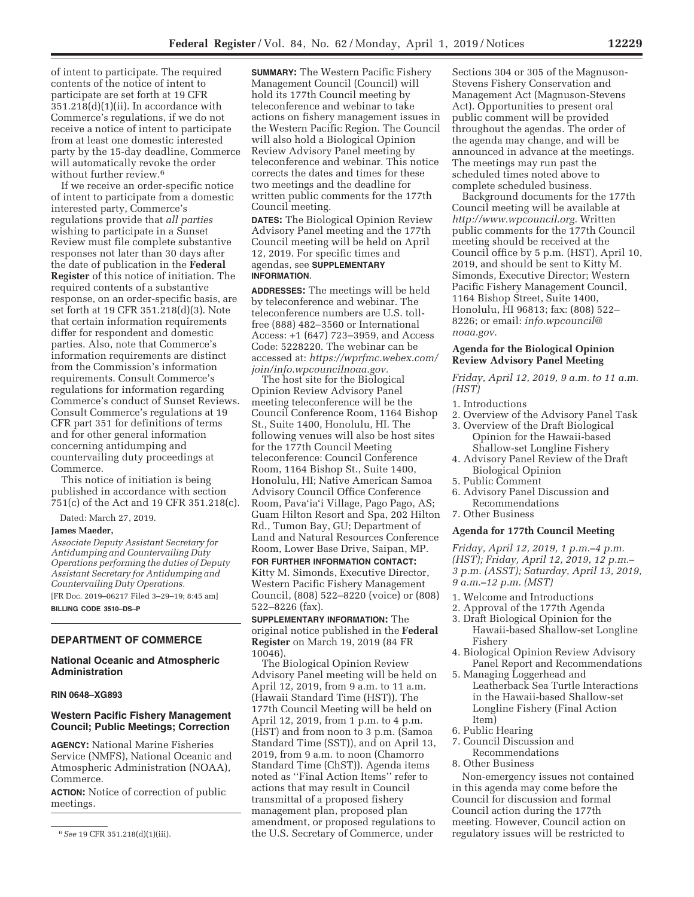of intent to participate. The required contents of the notice of intent to participate are set forth at 19 CFR 351.218(d)(1)(ii). In accordance with Commerce's regulations, if we do not receive a notice of intent to participate from at least one domestic interested party by the 15-day deadline, Commerce will automatically revoke the order without further review.[6]

If we receive an order-specific notice of intent to participate from a domestic interested party, Commerce's regulations provide that *all parties* wishing to participate in a Sunset Review must file complete substantive responses not later than 30 days after the date of publication in the **Federal Register** of this notice of initiation. The required contents of a substantive response, on an order-specific basis, are set forth at 19 CFR 351.218(d)(3). Note that certain information requirements differ for respondent and domestic parties. Also, note that Commerce's information requirements are distinct from the Commission's information requirements. Consult Commerce's regulations for information regarding Commerce's conduct of Sunset Reviews. Consult Commerce's regulations at 19 CFR part 351 for definitions of terms and for other general information concerning antidumping and countervailing duty proceedings at Commerce.

This notice of initiation is being published in accordance with section 751(c) of the Act and 19 CFR 351.218(c).

Dated: March 27, 2019.

**James Maeder,**

*Associate Deputy Assistant Secretary for Antidumping and Countervailing Duty Operations performing the duties of Deputy Assistant Secretary for Antidumping and Countervailing Duty Operations.*

[FR Doc. 2019–06217 Filed 3–29–19; 8:45 am]

**BILLING CODE 3510–DS–P**

[6] *See* 19 CFR 351.218(d)(1)(iii).

## DEPARTMENT OF COMMERCE

### National Oceanic and Atmospheric Administration

**RIN 0648–XG893**

### Western Pacific Fishery Management Council; Public Meetings; Correction

**AGENCY:** National Marine Fisheries Service (NMFS), National Oceanic and Atmospheric Administration (NOAA), Commerce.

**ACTION:** Notice of correction of public meetings.

**SUMMARY:** The Western Pacific Fishery Management Council (Council) will hold its 177th Council meeting by teleconference and webinar to take actions on fishery management issues in the Western Pacific Region. The Council will also hold a Biological Opinion Review Advisory Panel meeting by teleconference and webinar. This notice corrects the dates and times for these two meetings and the deadline for written public comments for the 177th Council meeting.

**DATES:** The Biological Opinion Review Advisory Panel meeting and the 177th Council meeting will be held on April 12, 2019. For specific times and agendas, see **SUPPLEMENTARY INFORMATION**.

**ADDRESSES:** The meetings will be held by teleconference and webinar. The teleconference numbers are U.S. toll-free (888) 482–3560 or International Access: +1 (647) 723–3959, and Access Code: 5228220. The webinar can be accessed at: *https://wprfmc.webex.com/join/info.wpcouncilnoaa.gov.*

The host site for the Biological Opinion Review Advisory Panel meeting teleconference will be the Council Conference Room, 1164 Bishop St., Suite 1400, Honolulu, HI. The following venues will also be host sites for the 177th Council Meeting teleconference: Council Conference Room, 1164 Bishop St., Suite 1400, Honolulu, HI; Native American Samoa Advisory Council Office Conference Room, Pava'ia'i Village, Pago Pago, AS; Guam Hilton Resort and Spa, 202 Hilton Rd., Tumon Bay, GU; Department of Land and Natural Resources Conference Room, Lower Base Drive, Saipan, MP.

**FOR FURTHER INFORMATION CONTACT:** Kitty M. Simonds, Executive Director, Western Pacific Fishery Management Council, (808) 522–8220 (voice) or (808) 522–8226 (fax).

**SUPPLEMENTARY INFORMATION:** The original notice published in the **Federal Register** on March 19, 2019 (84 FR 10046).

The Biological Opinion Review Advisory Panel meeting will be held on April 12, 2019, from 9 a.m. to 11 a.m. (Hawaii Standard Time (HST)). The 177th Council Meeting will be held on April 12, 2019, from 1 p.m. to 4 p.m. (HST) and from noon to 3 p.m. (Samoa Standard Time (SST)), and on April 13, 2019, from 9 a.m. to noon (Chamorro Standard Time (ChST)). Agenda items noted as ''Final Action Items'' refer to actions that may result in Council transmittal of a proposed fishery management plan, proposed plan amendment, or proposed regulations to the U.S. Secretary of Commerce, under Sections 304 or 305 of the Magnuson-Stevens Fishery Conservation and Management Act (Magnuson-Stevens Act). Opportunities to present oral public comment will be provided throughout the agendas. The order of the agenda may change, and will be announced in advance at the meetings. The meetings may run past the scheduled times noted above to complete scheduled business.

Background documents for the 177th Council meeting will be available at *http://www.wpcouncil.org.* Written public comments for the 177th Council meeting should be received at the Council office by 5 p.m. (HST), April 10, 2019, and should be sent to Kitty M. Simonds, Executive Director; Western Pacific Fishery Management Council, 1164 Bishop Street, Suite 1400, Honolulu, HI 96813; fax: (808) 522–8226; or email: *info.wpcouncil@noaa.gov.*

#### Agenda for the Biological Opinion Review Advisory Panel Meeting

*Friday, April 12, 2019, 9 a.m. to 11 a.m. (HST)*

1. Introductions
2. Overview of the Advisory Panel Task
3. Overview of the Draft Biological Opinion for the Hawaii-based Shallow-set Longline Fishery
4. Advisory Panel Review of the Draft Biological Opinion
5. Public Comment
6. Advisory Panel Discussion and Recommendations
7. Other Business

#### Agenda for 177th Council Meeting

*Friday, April 12, 2019, 1 p.m.–4 p.m. (HST); Friday, April 12, 2019, 12 p.m.–3 p.m. (ASST); Saturday, April 13, 2019, 9 a.m.–12 p.m. (MST)*

1. Welcome and Introductions
2. Approval of the 177th Agenda
3. Draft Biological Opinion for the Hawaii-based Shallow-set Longline Fishery
4. Biological Opinion Review Advisory Panel Report and Recommendations
5. Managing Loggerhead and Leatherback Sea Turtle Interactions in the Hawaii-based Shallow-set Longline Fishery (Final Action Item)
6. Public Hearing
7. Council Discussion and Recommendations
8. Other Business

Non-emergency issues not contained in this agenda may come before the Council for discussion and formal Council action during the 177th meeting. However, Council action on regulatory issues will be restricted to